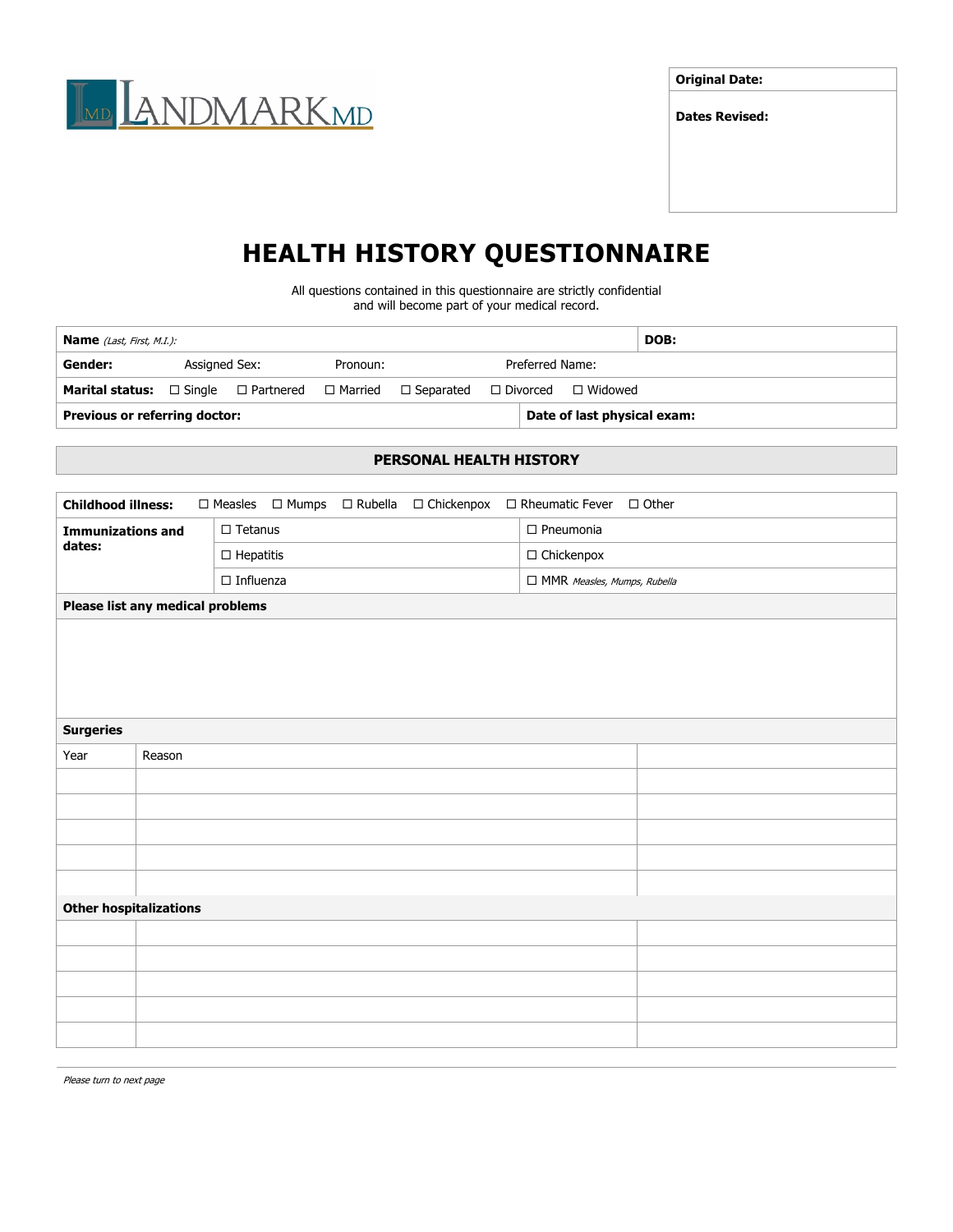LANDMARK MD

| **Original Date:** |
|---|
| **Dates Revised:** |

# HEALTH HISTORY QUESTIONNAIRE

All questions contained in this questionnaire are strictly confidential and will become part of your medical record.

| **Name** *(Last, First, M.I.)*: | | | | **DOB:** |
|---|---|---|---|---|
| **Gender:** | Assigned Sex: | Pronoun: | Preferred Name: | |
| **Marital status:** ☐ Single ☐ Partnered ☐ Married ☐ Separated ☐ Divorced ☐ Widowed | | | | |
| **Previous or referring doctor:** | | | **Date of last physical exam:** | |

## PERSONAL HEALTH HISTORY

| **Childhood illness:** | ☐ Measles ☐ Mumps ☐ Rubella ☐ Chickenpox ☐ Rheumatic Fever ☐ Other | |
|---|---|---|
| **Immunizations and dates:** | ☐ Tetanus | ☐ Pneumonia |
| | ☐ Hepatitis | ☐ Chickenpox |
| | ☐ Influenza | ☐ MMR *Measles, Mumps, Rubella* |

**Please list any medical problems**

**Surgeries**

| Year | Reason | |
|---|---|---|
| | | |
| | | |
| | | |
| | | |
| | | |

**Other hospitalizations**

| | | |
|---|---|---|
| | | |
| | | |
| | | |
| | | |
| | | |

*Please turn to next page*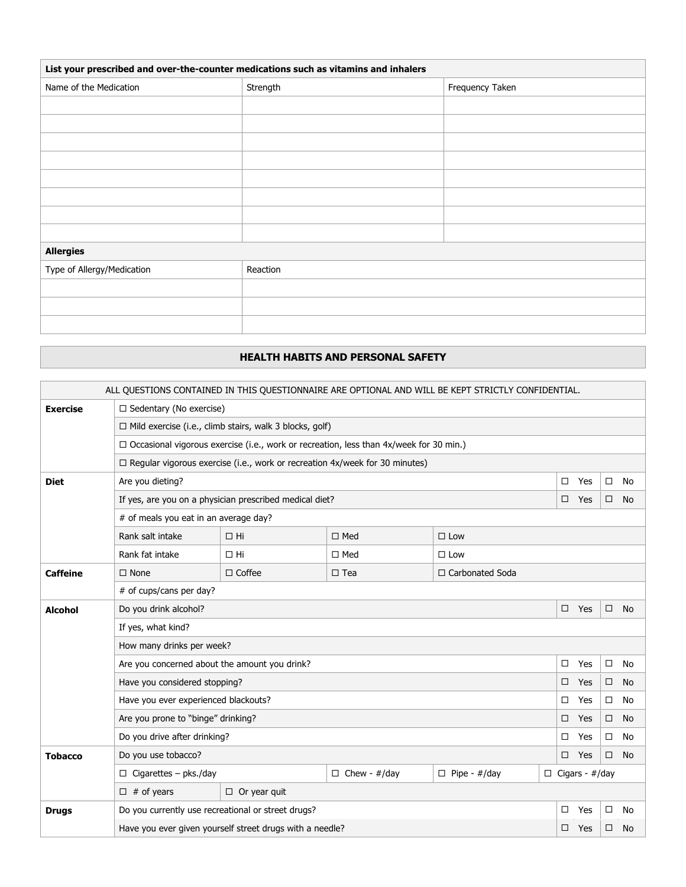| List your prescribed and over-the-counter medications such as vitamins and inhalers | | |
|---|---|---|
| Name of the Medication | Strength | Frequency Taken |
| | | |
| | | |
| | | |
| | | |
| | | |
| | | |
| | | |
| | | |

| **Allergies** | |
|---|---|
| Type of Allergy/Medication | Reaction |
| | |
| | |
| | |

## HEALTH HABITS AND PERSONAL SAFETY

ALL QUESTIONS CONTAINED IN THIS QUESTIONNAIRE ARE OPTIONAL AND WILL BE KEPT STRICTLY CONFIDENTIAL.

| | | | | | | |
|---|---|---|---|---|---|---|
| **Exercise** | ☐ Sedentary (No exercise) | | | | | |
| | ☐ Mild exercise (i.e., climb stairs, walk 3 blocks, golf) | | | | | |
| | ☐ Occasional vigorous exercise (i.e., work or recreation, less than 4x/week for 30 min.) | | | | | |
| | ☐ Regular vigorous exercise (i.e., work or recreation 4x/week for 30 minutes) | | | | | |
| **Diet** | Are you dieting? | | | | ☐ Yes | ☐ No |
| | If yes, are you on a physician prescribed medical diet? | | | | ☐ Yes | ☐ No |
| | # of meals you eat in an average day? | | | | | |
| | Rank salt intake | ☐ Hi | ☐ Med | ☐ Low | | |
| | Rank fat intake | ☐ Hi | ☐ Med | ☐ Low | | |
| **Caffeine** | ☐ None | ☐ Coffee | ☐ Tea | ☐ Carbonated Soda | | |
| | # of cups/cans per day? | | | | | |
| **Alcohol** | Do you drink alcohol? | | | | ☐ Yes | ☐ No |
| | If yes, what kind? | | | | | |
| | How many drinks per week? | | | | | |
| | Are you concerned about the amount you drink? | | | | ☐ Yes | ☐ No |
| | Have you considered stopping? | | | | ☐ Yes | ☐ No |
| | Have you ever experienced blackouts? | | | | ☐ Yes | ☐ No |
| | Are you prone to "binge" drinking? | | | | ☐ Yes | ☐ No |
| | Do you drive after drinking? | | | | ☐ Yes | ☐ No |
| **Tobacco** | Do you use tobacco? | | | | ☐ Yes | ☐ No |
| | ☐ Cigarettes – pks./day | | ☐ Chew - #/day | ☐ Pipe - #/day | ☐ Cigars - #/day | |
| | ☐ # of years | ☐ Or year quit | | | | |
| **Drugs** | Do you currently use recreational or street drugs? | | | | ☐ Yes | ☐ No |
| | Have you ever given yourself street drugs with a needle? | | | | ☐ Yes | ☐ No |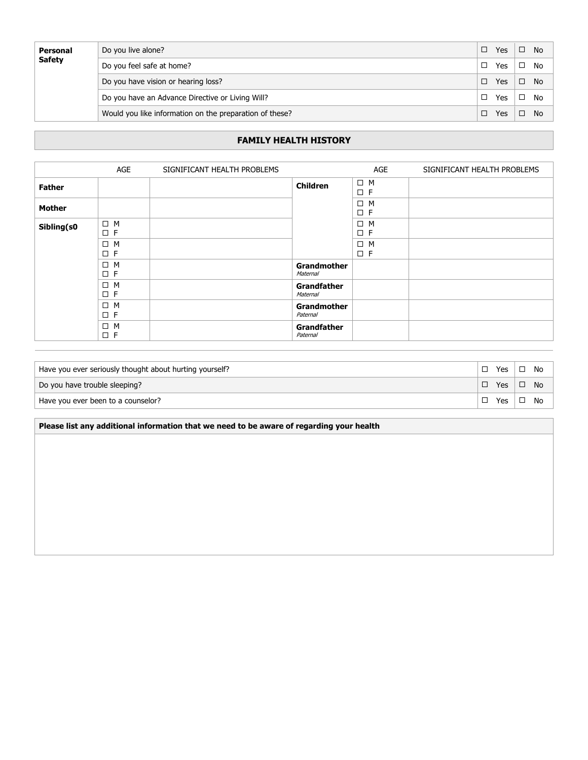| | | | |
|---|---|---|---|
| **Personal Safety** | Do you live alone? | ☐ Yes | ☐ No |
| | Do you feel safe at home? | ☐ Yes | ☐ No |
| | Do you have vision or hearing loss? | ☐ Yes | ☐ No |
| | Do you have an Advance Directive or Living Will? | ☐ Yes | ☐ No |
| | Would you like information on the preparation of these? | ☐ Yes | ☐ No |

## FAMILY HEALTH HISTORY

| | AGE | SIGNIFICANT HEALTH PROBLEMS | | AGE | SIGNIFICANT HEALTH PROBLEMS |
|---|---|---|---|---|---|
| **Father** | | | **Children** | ☐ M ☐ F | |
| **Mother** | | | | ☐ M ☐ F | |
| **Sibling(s0** | ☐ M ☐ F | | | ☐ M ☐ F | |
| | ☐ M ☐ F | | | ☐ M ☐ F | |
| | ☐ M ☐ F | | **Grandmother** *Maternal* | | |
| | ☐ M ☐ F | | **Grandfather** *Maternal* | | |
| | ☐ M ☐ F | | **Grandmother** *Paternal* | | |
| | ☐ M ☐ F | | **Grandfather** *Paternal* | | |

| | | |
|---|---|---|
| Have you ever seriously thought about hurting yourself? | ☐ Yes | ☐ No |
| Do you have trouble sleeping? | ☐ Yes | ☐ No |
| Have you ever been to a counselor? | ☐ Yes | ☐ No |

**Please list any additional information that we need to be aware of regarding your health**